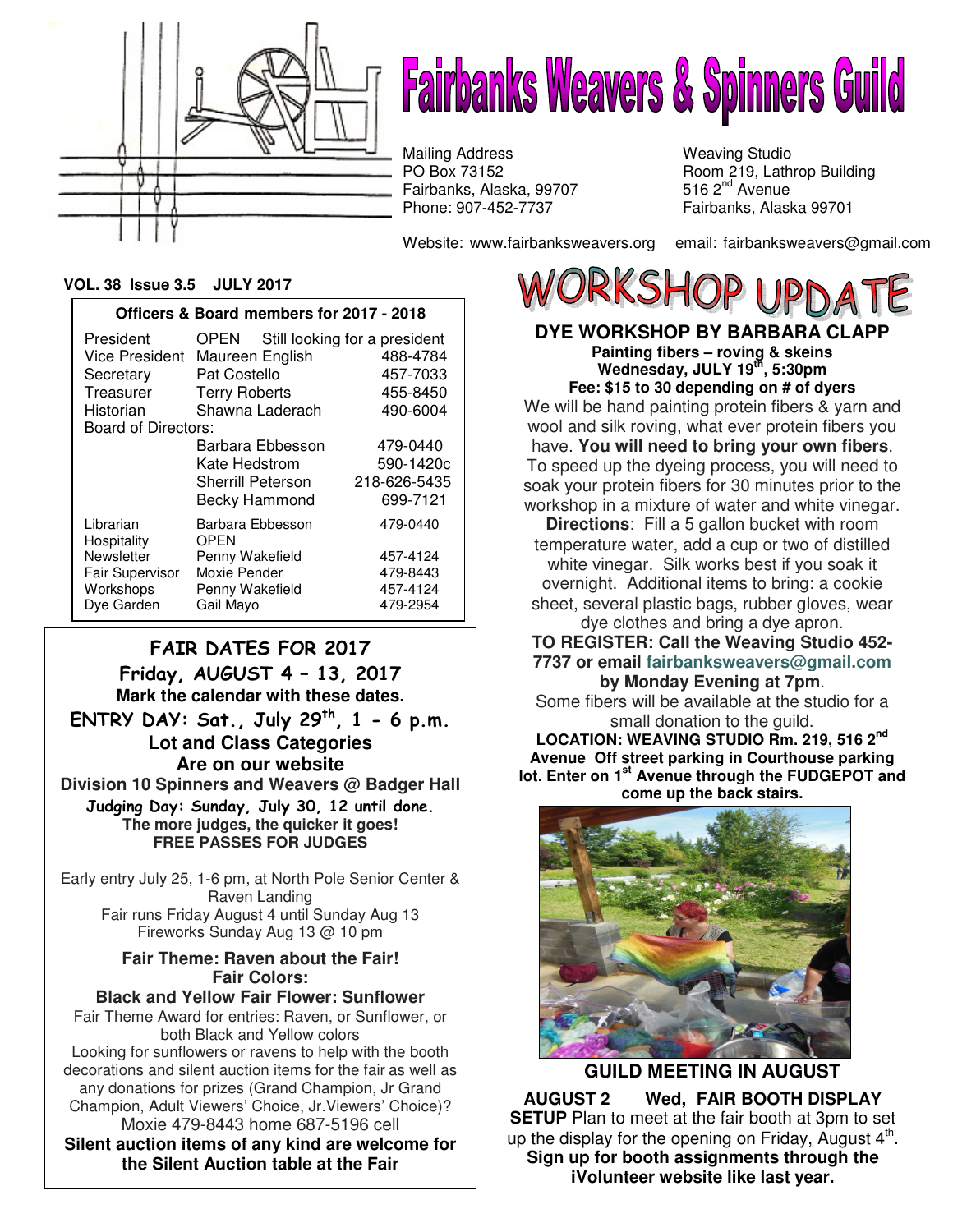# Fairbanks Weavers & Spinners Guild

Mailing Address
PO Box 73152
Fairbanks, Alaska, 99707
Phone: 907-452-7737

Weaving Studio
Room 219, Lathrop Building
516 2nd Avenue
Fairbanks, Alaska 99701

Website: www.fairbanksweavers.org email: fairbanksweavers@gmail.com

**VOL. 38 Issue 3.5 JULY 2017**

**Officers & Board members for 2017 - 2018**

| Position | Name | Phone |
|---|---|---|
| President | OPEN Still looking for a president | |
| Vice President | Maureen English | 488-4784 |
| Secretary | Pat Costello | 457-7033 |
| Treasurer | Terry Roberts | 455-8450 |
| Historian | Shawna Laderach | 490-6004 |
| Board of Directors: | | |
| | Barbara Ebbesson | 479-0440 |
| | Kate Hedstrom | 590-1420c |
| | Sherrill Peterson | 218-626-5435 |
| | Becky Hammond | 699-7121 |
| Librarian | Barbara Ebbesson | 479-0440 |
| Hospitality | OPEN | |
| Newsletter | Penny Wakefield | 457-4124 |
| Fair Supervisor | Moxie Pender | 479-8443 |
| Workshops | Penny Wakefield | 457-4124 |
| Dye Garden | Gail Mayo | 479-2954 |

## FAIR DATES FOR 2017

**Friday, AUGUST 4 – 13, 2017**

**Mark the calendar with these dates.**

**ENTRY DAY: Sat., July 29th, 1 - 6 p.m.**

**Lot and Class Categories Are on our website**

**Division 10 Spinners and Weavers @ Badger Hall**

**Judging Day: Sunday, July 30, 12 until done.**
**The more judges, the quicker it goes!**
**FREE PASSES FOR JUDGES**

Early entry July 25, 1-6 pm, at North Pole Senior Center & Raven Landing
Fair runs Friday August 4 until Sunday Aug 13
Fireworks Sunday Aug 13 @ 10 pm

**Fair Theme: Raven about the Fair!**
**Fair Colors:**
**Black and Yellow Fair Flower: Sunflower**

Fair Theme Award for entries: Raven, or Sunflower, or both Black and Yellow colors

Looking for sunflowers or ravens to help with the booth decorations and silent auction items for the fair as well as any donations for prizes (Grand Champion, Jr Grand Champion, Adult Viewers' Choice, Jr.Viewers' Choice)? Moxie 479-8443 home 687-5196 cell

**Silent auction items of any kind are welcome for the Silent Auction table at the Fair**

## WORKSHOP UPDATE

### DYE WORKSHOP BY BARBARA CLAPP

**Painting fibers – roving & skeins**
**Wednesday, JULY 19th, 5:30pm**
**Fee: $15 to 30 depending on # of dyers**

We will be hand painting protein fibers & yarn and wool and silk roving, what ever protein fibers you have. **You will need to bring your own fibers**. To speed up the dyeing process, you will need to soak your protein fibers for 30 minutes prior to the workshop in a mixture of water and white vinegar.

**Directions**: Fill a 5 gallon bucket with room temperature water, add a cup or two of distilled white vinegar. Silk works best if you soak it overnight. Additional items to bring: a cookie sheet, several plastic bags, rubber gloves, wear dye clothes and bring a dye apron.

**TO REGISTER: Call the Weaving Studio 452-7737 or email fairbanksweavers@gmail.com by Monday Evening at 7pm**.

Some fibers will be available at the studio for a small donation to the guild.

**LOCATION: WEAVING STUDIO Rm. 219, 516 2nd Avenue Off street parking in Courthouse parking lot. Enter on 1st Avenue through the FUDGEPOT and come up the back stairs.**

### GUILD MEETING IN AUGUST

**AUGUST 2 Wed, FAIR BOOTH DISPLAY SETUP** Plan to meet at the fair booth at 3pm to set up the display for the opening on Friday, August 4th.
**Sign up for booth assignments through the iVolunteer website like last year.**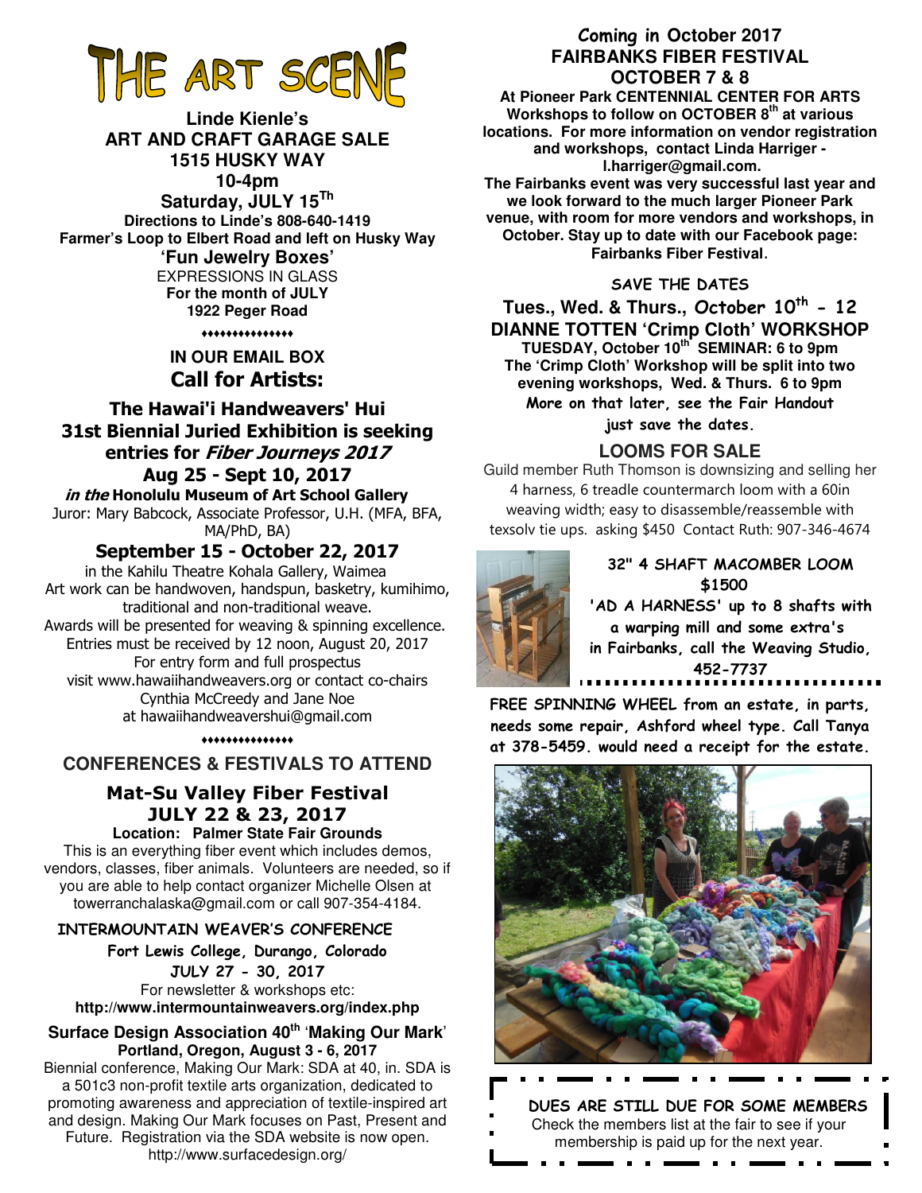# THE ART SCENE

**Linde Kienle's**
**ART AND CRAFT GARAGE SALE**
**1515 HUSKY WAY**
**10-4pm**
**Saturday, JULY 15Th**
**Directions to Linde's 808-640-1419**
**Farmer's Loop to Elbert Road and left on Husky Way**

**'Fun Jewelry Boxes'**
EXPRESSIONS IN GLASS
**For the month of JULY**
**1922 Peger Road**

♦♦♦♦♦♦♦♦♦♦♦♦♦♦♦

## IN OUR EMAIL BOX

## Call for Artists:

### The Hawai'i Handweavers' Hui 31st Biennial Juried Exhibition is seeking entries for *Fiber Journeys 2017*

**Aug 25 - Sept 10, 2017**
***in the* Honolulu Museum of Art School Gallery**
Juror: Mary Babcock, Associate Professor, U.H. (MFA, BFA, MA/PhD, BA)

**September 15 - October 22, 2017**
in the Kahilu Theatre Kohala Gallery, Waimea
Art work can be handwoven, handspun, basketry, kumihimo, traditional and non-traditional weave.
Awards will be presented for weaving & spinning excellence.
Entries must be received by 12 noon, August 20, 2017
For entry form and full prospectus
visit www.hawaiihandweavers.org or contact co-chairs Cynthia McCreedy and Jane Noe
at hawaiihandweavershui@gmail.com

♦♦♦♦♦♦♦♦♦♦♦♦♦♦♦

## CONFERENCES & FESTIVALS TO ATTEND

### Mat-Su Valley Fiber Festival
**JULY 22 & 23, 2017**
**Location: Palmer State Fair Grounds**
This is an everything fiber event which includes demos, vendors, classes, fiber animals. Volunteers are needed, so if you are able to help contact organizer Michelle Olsen at towerranchalaska@gmail.com or call 907-354-4184.

**INTERMOUNTAIN WEAVER'S CONFERENCE**
**Fort Lewis College, Durango, Colorado**
**JULY 27 - 30, 2017**
For newsletter & workshops etc:
**http://www.intermountainweavers.org/index.php**

**Surface Design Association 40th 'Making Our Mark'**
**Portland, Oregon, August 3 - 6, 2017**
Biennial conference, Making Our Mark: SDA at 40, in. SDA is a 501c3 non-profit textile arts organization, dedicated to promoting awareness and appreciation of textile-inspired art and design. Making Our Mark focuses on Past, Present and Future. Registration via the SDA website is now open.
http://www.surfacedesign.org/

**Coming in October 2017**
**FAIRBANKS FIBER FESTIVAL**
**OCTOBER 7 & 8**
**At Pioneer Park CENTENNIAL CENTER FOR ARTS**
**Workshops to follow on OCTOBER 8th at various locations. For more information on vendor registration and workshops, contact Linda Harriger - l.harriger@gmail.com.**
**The Fairbanks event was very successful last year and we look forward to the much larger Pioneer Park venue, with room for more vendors and workshops, in October. Stay up to date with our Facebook page: Fairbanks Fiber Festival.**

**SAVE THE DATES**
**Tues., Wed. & Thurs., October 10th - 12**
**DIANNE TOTTEN 'Crimp Cloth' WORKSHOP**
**TUESDAY, October 10th SEMINAR: 6 to 9pm**
**The 'Crimp Cloth' Workshop will be split into two evening workshops, Wed. & Thurs. 6 to 9pm**
**More on that later, see the Fair Handout just save the dates.**

## LOOMS FOR SALE

Guild member Ruth Thomson is downsizing and selling her 4 harness, 6 treadle countermarch loom with a 60in weaving width; easy to disassemble/reassemble with texsolv tie ups. asking $450 Contact Ruth: 907-346-4674

**32" 4 SHAFT MACOMBER LOOM**
**$1500**
**'AD A HARNESS' up to 8 shafts with a warping mill and some extra's in Fairbanks, call the Weaving Studio, 452-7737**

**FREE SPINNING WHEEL from an estate, in parts, needs some repair, Ashford wheel type. Call Tanya at 378-5459. would need a receipt for the estate.**

**DUES ARE STILL DUE FOR SOME MEMBERS**
Check the members list at the fair to see if your membership is paid up for the next year.